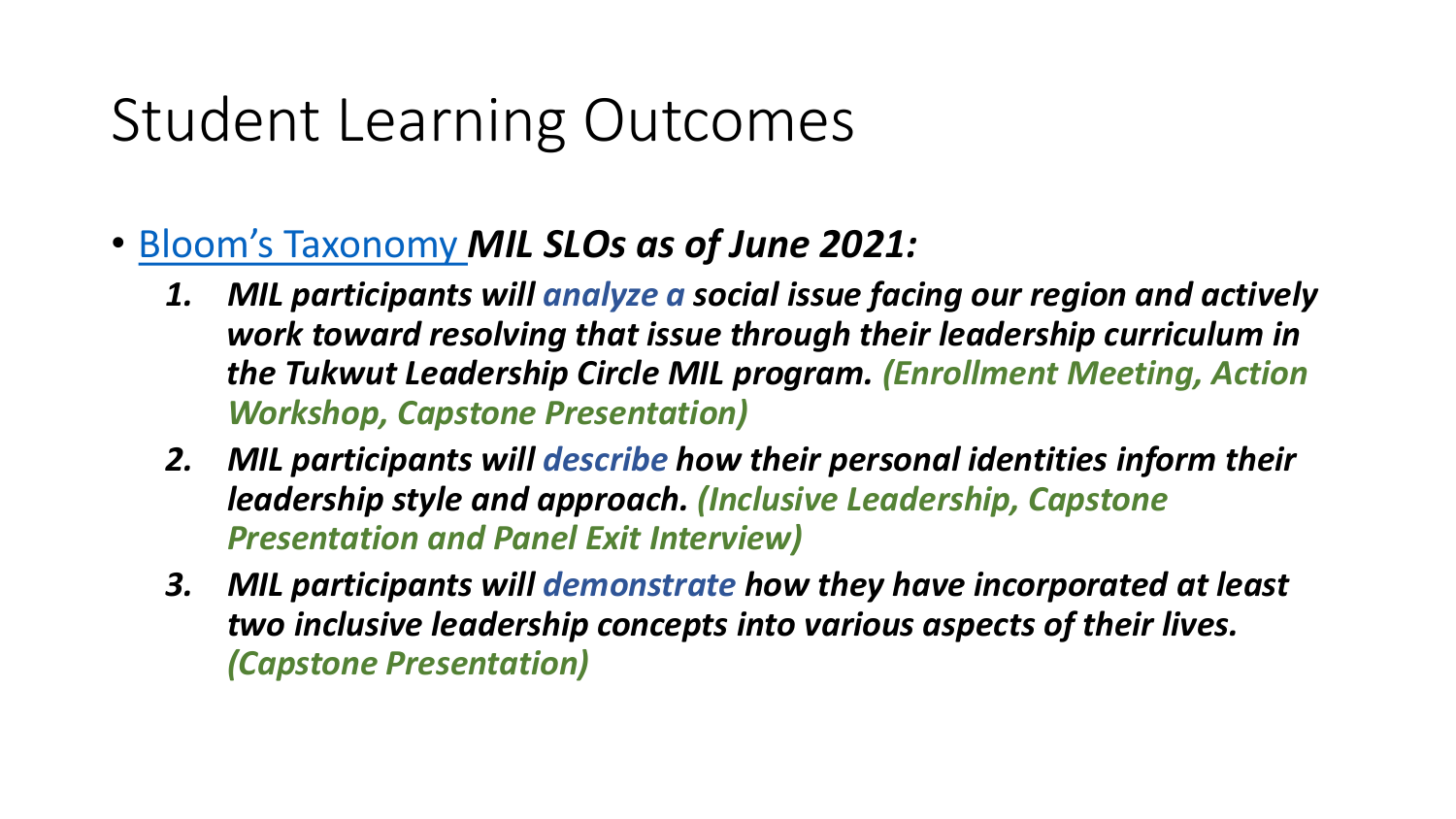# Student Learning Outcomes

- Bloom's Taxonomy ***MIL SLOs as of June 2021:***
  1. ***MIL participants will analyze a social issue facing our region and actively work toward resolving that issue through their leadership curriculum in the Tukwut Leadership Circle MIL program. (Enrollment Meeting, Action Workshop, Capstone Presentation)***
  2. ***MIL participants will describe how their personal identities inform their leadership style and approach. (Inclusive Leadership, Capstone Presentation and Panel Exit Interview)***
  3. ***MIL participants will demonstrate how they have incorporated at least two inclusive leadership concepts into various aspects of their lives. (Capstone Presentation)***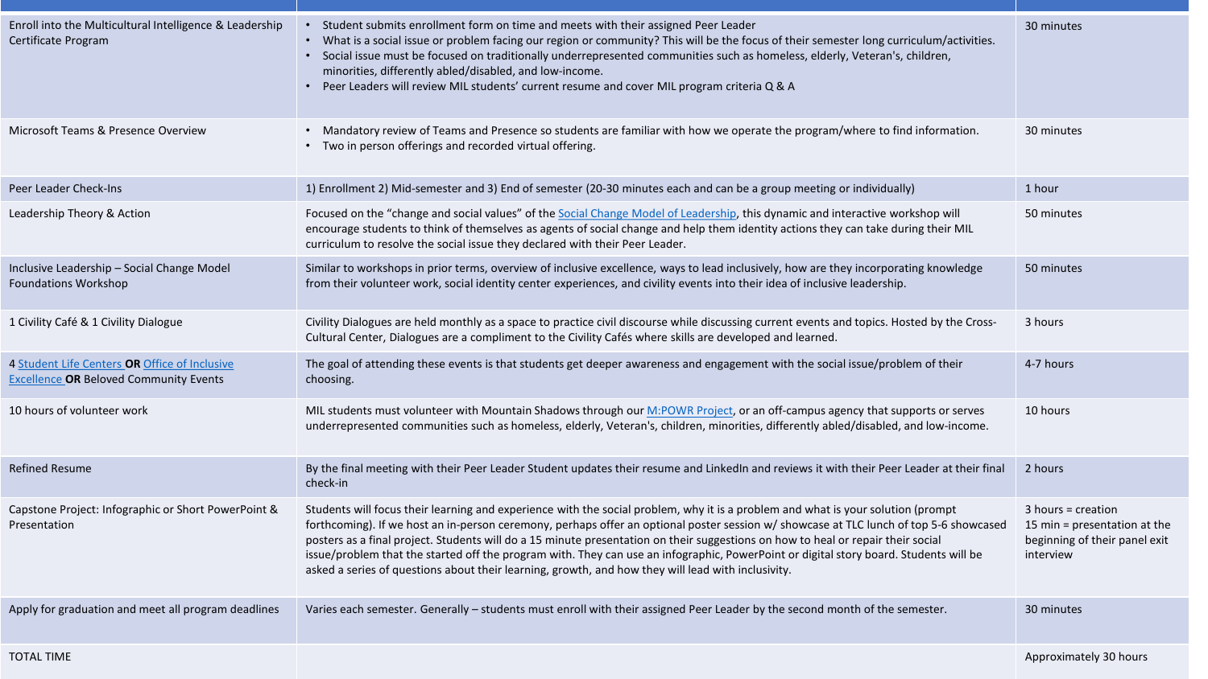| | | |
|---|---|---|
| Enroll into the Multicultural Intelligence & Leadership Certificate Program | • Student submits enrollment form on time and meets with their assigned Peer Leader<br>• What is a social issue or problem facing our region or community? This will be the focus of their semester long curriculum/activities.<br>• Social issue must be focused on traditionally underrepresented communities such as homeless, elderly, Veteran's, children, minorities, differently abled/disabled, and low-income.<br>• Peer Leaders will review MIL students' current resume and cover MIL program criteria Q & A | 30 minutes |
| Microsoft Teams & Presence Overview | • Mandatory review of Teams and Presence so students are familiar with how we operate the program/where to find information.<br>• Two in person offerings and recorded virtual offering. | 30 minutes |
| Peer Leader Check-Ins | 1) Enrollment 2) Mid-semester and 3) End of semester (20-30 minutes each and can be a group meeting or individually) | 1 hour |
| Leadership Theory & Action | Focused on the "change and social values" of the Social Change Model of Leadership, this dynamic and interactive workshop will encourage students to think of themselves as agents of social change and help them identity actions they can take during their MIL curriculum to resolve the social issue they declared with their Peer Leader. | 50 minutes |
| Inclusive Leadership – Social Change Model Foundations Workshop | Similar to workshops in prior terms, overview of inclusive excellence, ways to lead inclusively, how are they incorporating knowledge from their volunteer work, social identity center experiences, and civility events into their idea of inclusive leadership. | 50 minutes |
| 1 Civility Café & 1 Civility Dialogue | Civility Dialogues are held monthly as a space to practice civil discourse while discussing current events and topics. Hosted by the Cross-Cultural Center, Dialogues are a compliment to the Civility Cafés where skills are developed and learned. | 3 hours |
| 4 Student Life Centers **OR** Office of Inclusive Excellence **OR** Beloved Community Events | The goal of attending these events is that students get deeper awareness and engagement with the social issue/problem of their choosing. | 4-7 hours |
| 10 hours of volunteer work | MIL students must volunteer with Mountain Shadows through our M:POWR Project, or an off-campus agency that supports or serves underrepresented communities such as homeless, elderly, Veteran's, children, minorities, differently abled/disabled, and low-income. | 10 hours |
| Refined Resume | By the final meeting with their Peer Leader Student updates their resume and LinkedIn and reviews it with their Peer Leader at their final check-in | 2 hours |
| Capstone Project: Infographic or Short PowerPoint & Presentation | Students will focus their learning and experience with the social problem, why it is a problem and what is your solution (prompt forthcoming). If we host an in-person ceremony, perhaps offer an optional poster session w/ showcase at TLC lunch of top 5-6 showcased posters as a final project. Students will do a 15 minute presentation on their suggestions on how to heal or repair their social issue/problem that the started off the program with. They can use an infographic, PowerPoint or digital story board. Students will be asked a series of questions about their learning, growth, and how they will lead with inclusivity. | 3 hours = creation<br>15 min = presentation at the beginning of their panel exit interview |
| Apply for graduation and meet all program deadlines | Varies each semester. Generally – students must enroll with their assigned Peer Leader by the second month of the semester. | 30 minutes |
| TOTAL TIME | | Approximately 30 hours |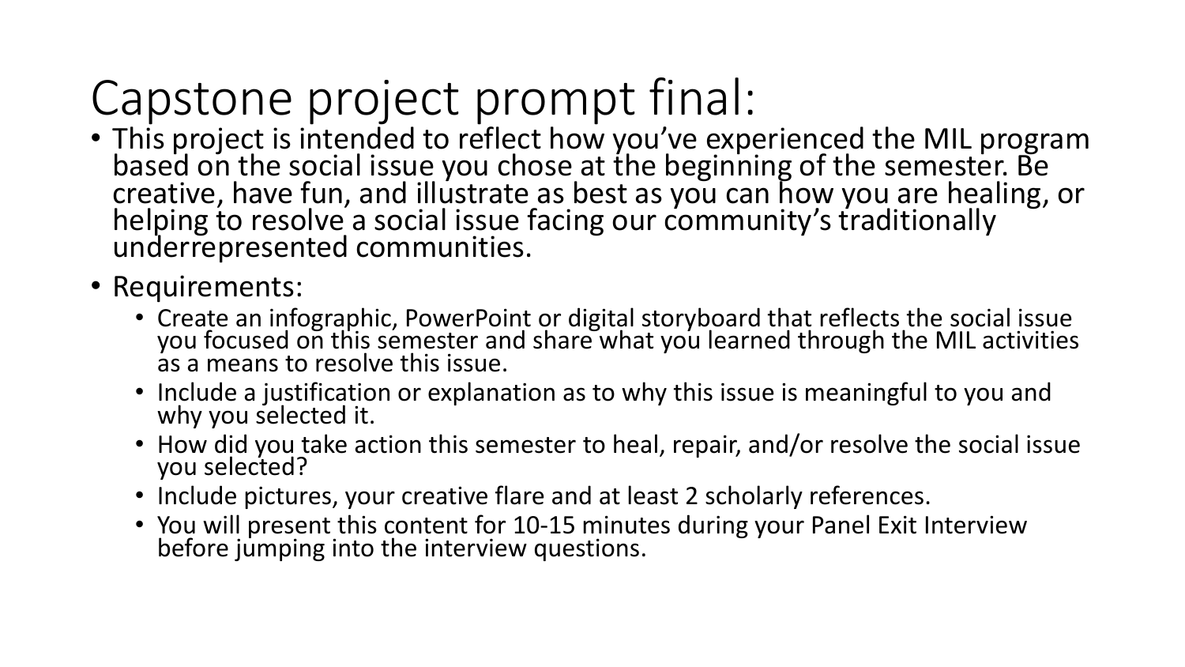# Capstone project prompt final:

- This project is intended to reflect how you've experienced the MIL program based on the social issue you chose at the beginning of the semester. Be creative, have fun, and illustrate as best as you can how you are healing, or helping to resolve a social issue facing our community's traditionally underrepresented communities.
- Requirements:
  - Create an infographic, PowerPoint or digital storyboard that reflects the social issue you focused on this semester and share what you learned through the MIL activities as a means to resolve this issue.
  - Include a justification or explanation as to why this issue is meaningful to you and why you selected it.
  - How did you take action this semester to heal, repair, and/or resolve the social issue you selected?
  - Include pictures, your creative flare and at least 2 scholarly references.
  - You will present this content for 10-15 minutes during your Panel Exit Interview before jumping into the interview questions.